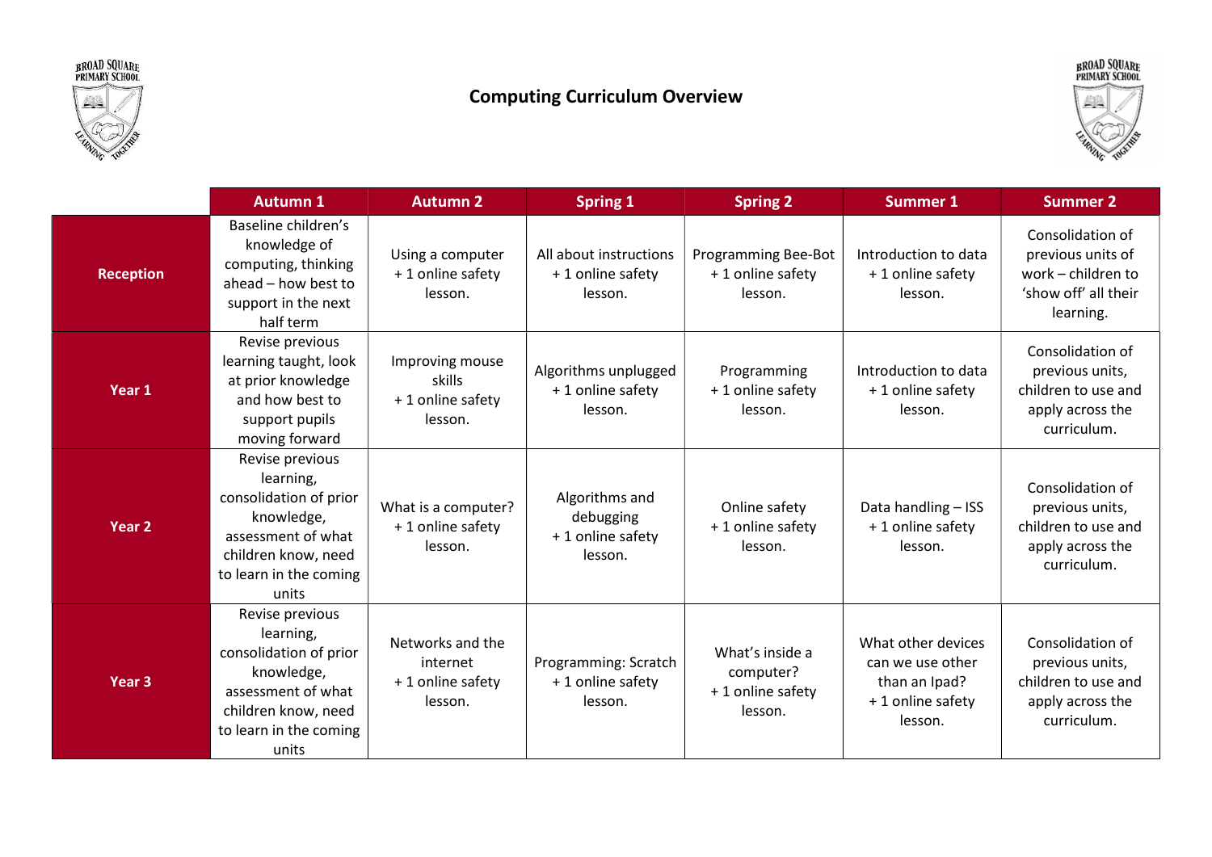# Computing Curriculum Overview

| | Autumn 1 | Autumn 2 | Spring 1 | Spring 2 | Summer 1 | Summer 2 |
|---|---|---|---|---|---|---|
| **Reception** | Baseline children's knowledge of computing, thinking ahead – how best to support in the next half term | Using a computer + 1 online safety lesson. | All about instructions + 1 online safety lesson. | Programming Bee-Bot + 1 online safety lesson. | Introduction to data + 1 online safety lesson. | Consolidation of previous units of work – children to 'show off' all their learning. |
| **Year 1** | Revise previous learning taught, look at prior knowledge and how best to support pupils moving forward | Improving mouse skills + 1 online safety lesson. | Algorithms unplugged + 1 online safety lesson. | Programming + 1 online safety lesson. | Introduction to data + 1 online safety lesson. | Consolidation of previous units, children to use and apply across the curriculum. |
| **Year 2** | Revise previous learning, consolidation of prior knowledge, assessment of what children know, need to learn in the coming units | What is a computer? + 1 online safety lesson. | Algorithms and debugging + 1 online safety lesson. | Online safety + 1 online safety lesson. | Data handling – ISS + 1 online safety lesson. | Consolidation of previous units, children to use and apply across the curriculum. |
| **Year 3** | Revise previous learning, consolidation of prior knowledge, assessment of what children know, need to learn in the coming units | Networks and the internet + 1 online safety lesson. | Programming: Scratch + 1 online safety lesson. | What's inside a computer? + 1 online safety lesson. | What other devices can we use other than an Ipad? + 1 online safety lesson. | Consolidation of previous units, children to use and apply across the curriculum. |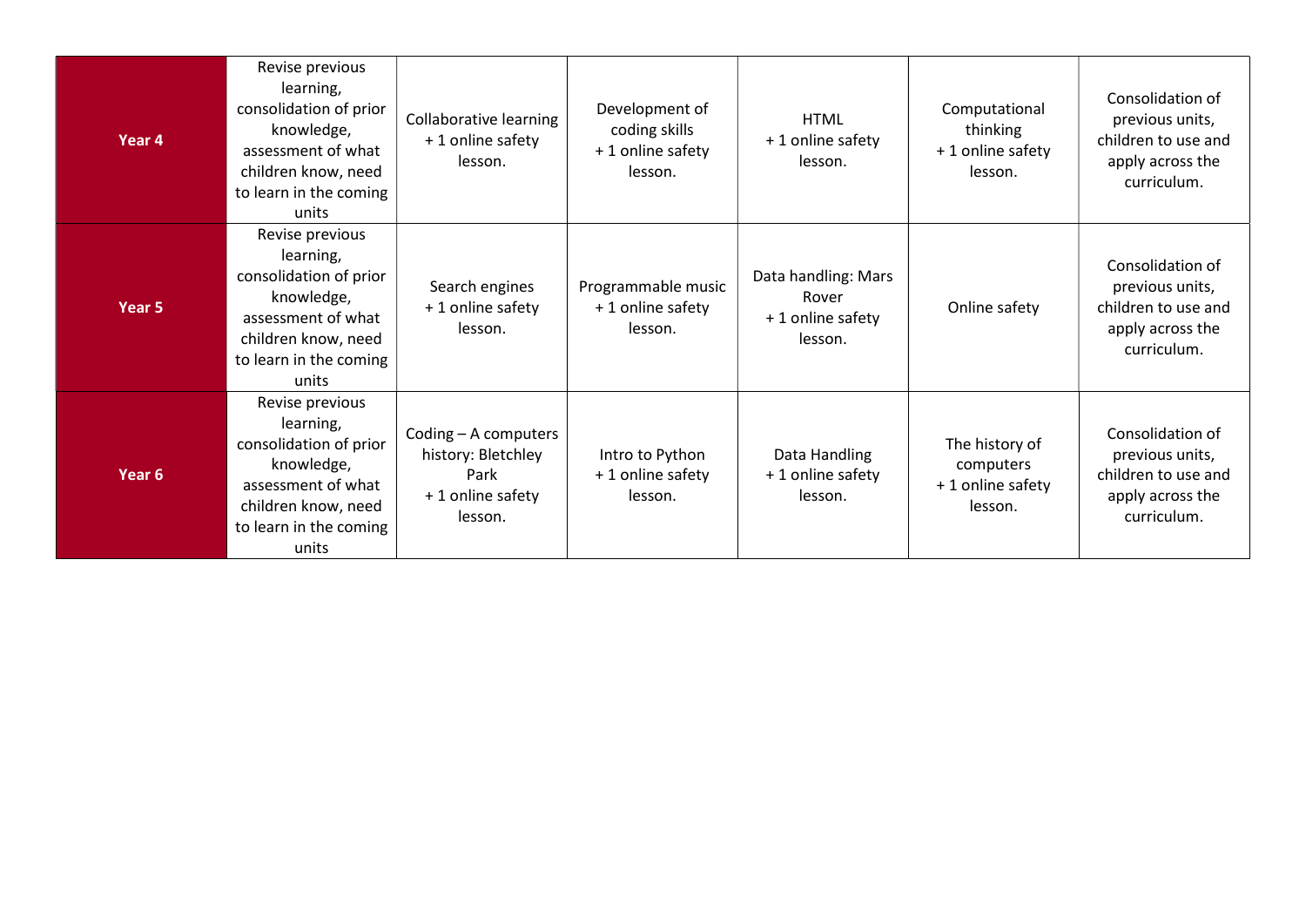| | | | | | | |
|---|---|---|---|---|---|---|
| **Year 4** | Revise previous learning, consolidation of prior knowledge, assessment of what children know, need to learn in the coming units | Collaborative learning + 1 online safety lesson. | Development of coding skills + 1 online safety lesson. | HTML + 1 online safety lesson. | Computational thinking + 1 online safety lesson. | Consolidation of previous units, children to use and apply across the curriculum. |
| **Year 5** | Revise previous learning, consolidation of prior knowledge, assessment of what children know, need to learn in the coming units | Search engines + 1 online safety lesson. | Programmable music + 1 online safety lesson. | Data handling: Mars Rover + 1 online safety lesson. | Online safety | Consolidation of previous units, children to use and apply across the curriculum. |
| **Year 6** | Revise previous learning, consolidation of prior knowledge, assessment of what children know, need to learn in the coming units | Coding – A computers history: Bletchley Park + 1 online safety lesson. | Intro to Python + 1 online safety lesson. | Data Handling + 1 online safety lesson. | The history of computers + 1 online safety lesson. | Consolidation of previous units, children to use and apply across the curriculum. |